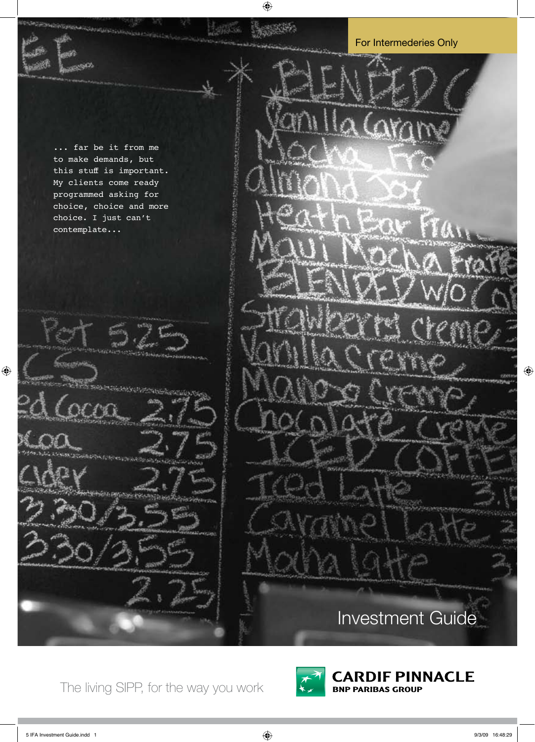For Intermederies Only

... far be it from me to make demands, but this stuff is important. My clients come ready programmed asking for choice, choice and more choice. I just can't contemplate...

# Investment Guide

The living SIPP, for the way you work

**CARDIF PINNACLE**
**BNP PARIBAS GROUP**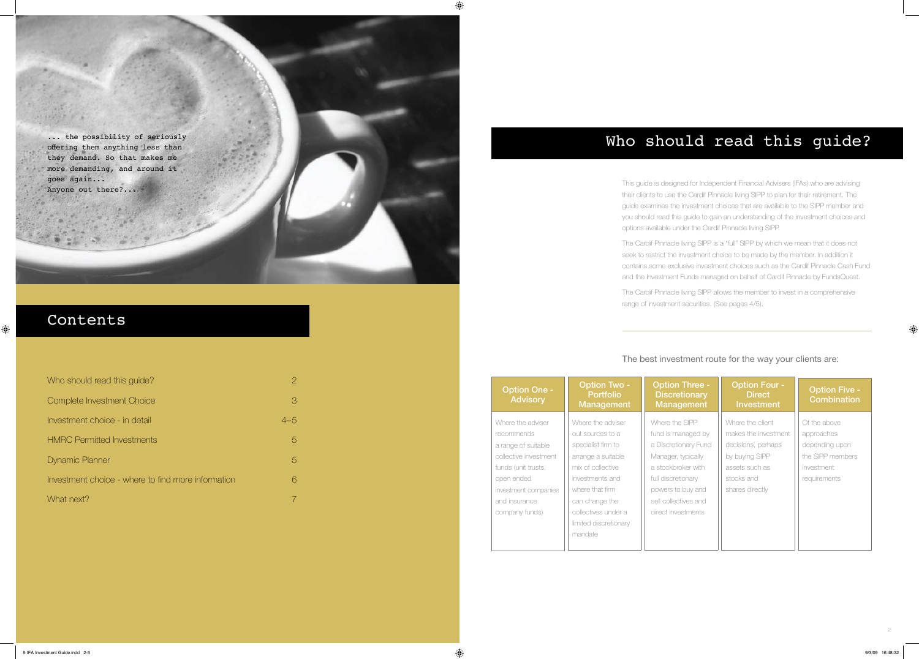... the possibility of seriously offering them anything less than they demand. So that makes me more demanding, and around it goes again...
Anyone out there?...

## Contents

| | |
|---|---|
| Who should read this guide? | 2 |
| Complete Investment Choice | 3 |
| Investment choice - in detail | 4–5 |
| HMRC Permitted Investments | 5 |
| Dynamic Planner | 5 |
| Investment choice - where to find more information | 6 |
| What next? | 7 |

## Who should read this guide?

This guide is designed for Independent Financial Advisers (IFAs) who are advising their clients to use the Cardif Pinnacle living SIPP to plan for their retirement. The guide examines the investment choices that are available to the SIPP member and you should read this guide to gain an understanding of the investment choices and options available under the Cardif Pinnacle living SIPP.

The Cardif Pinnacle living SIPP is a "full" SIPP by which we mean that it does not seek to restrict the investment choice to be made by the member. In addition it contains some exclusive investment choices such as the Cardif Pinnacle Cash Fund and the Investment Funds managed on behalf of Cardif Pinnacle by FundsQuest.

The Cardif Pinnacle living SIPP allows the member to invest in a comprehensive range of investment securities. (See pages 4/5).

The best investment route for the way your clients are:

| Option One - Advisory | Option Two - Portfolio Management | Option Three - Discretionary Management | Option Four - Direct Investment | Option Five - Combination |
|---|---|---|---|---|
| Where the adviser recommends a range of suitable collective investment funds (unit trusts, open ended investment companies and insurance company funds) | Where the adviser out sources to a specialist firm to arrange a suitable mix of collective investments and where that firm can change the collectives under a limited discretionary mandate | Where the SIPP fund is managed by a Discretionary Fund Manager, typically a stockbroker with full discretionary powers to buy and sell collectives and direct investments | Where the client makes the investment decisions, perhaps by buying SIPP assets such as stocks and shares directly | Of the above approaches depending upon the SIPP members investment requirements |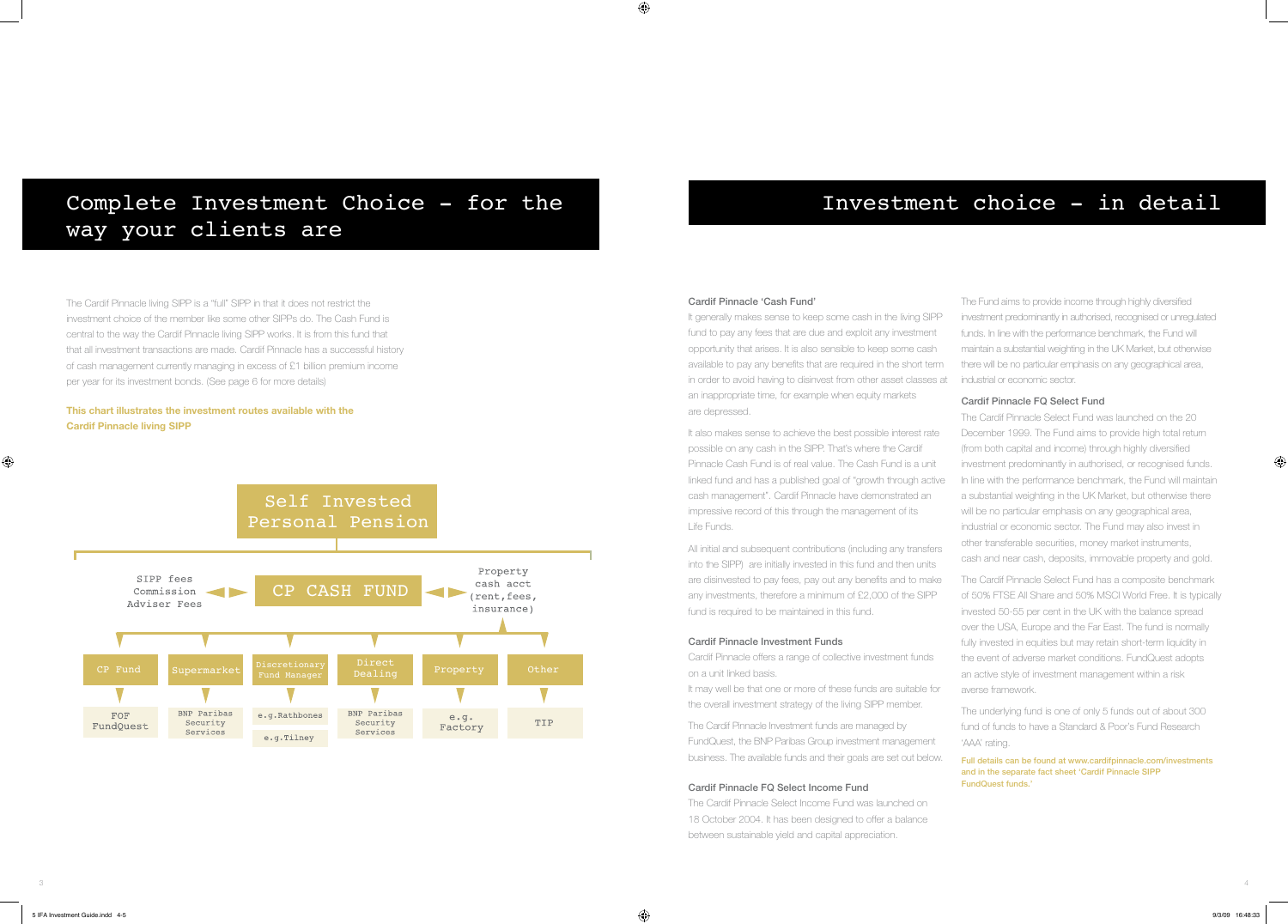# Complete Investment Choice – for the way your clients are

The Cardif Pinnacle living SIPP is a "full" SIPP in that it does not restrict the investment choice of the member like some other SIPPs do. The Cash Fund is central to the way the Cardif Pinnacle living SIPP works. It is from this fund that that all investment transactions are made. Cardif Pinnacle has a successful history of cash management currently managing in excess of £1 billion premium income per year for its investment bonds. (See page 6 for more details)

**This chart illustrates the investment routes available with the Cardif Pinnacle living SIPP**

Self Invested Personal Pension

SIPP fees
Commission
Adviser Fees

CP CASH FUND

Property cash acct (rent, fees, insurance)

| CP Fund | Supermarket | Discretionary Fund Manager | Direct Dealing | Property | Other |
|---|---|---|---|---|---|
| FOF FundQuest | BNP Paribas Security Services | e.g.Rathbones<br>e.g.Tilney | BNP Paribas Security Services | e.g. Factory | TIP |

# Investment choice – in detail

### Cardif Pinnacle 'Cash Fund'

It generally makes sense to keep some cash in the living SIPP fund to pay any fees that are due and exploit any investment opportunity that arises. It is also sensible to keep some cash available to pay any benefits that are required in the short term in order to avoid having to disinvest from other asset classes at an inappropriate time, for example when equity markets are depressed.

It also makes sense to achieve the best possible interest rate possible on any cash in the SIPP. That's where the Cardif Pinnacle Cash Fund is of real value. The Cash Fund is a unit linked fund and has a published goal of "growth through active cash management". Cardif Pinnacle have demonstrated an impressive record of this through the management of its Life Funds.

All initial and subsequent contributions (including any transfers into the SIPP) are initially invested in this fund and then units are disinvested to pay fees, pay out any benefits and to make any investments, therefore a minimum of £2,000 of the SIPP fund is required to be maintained in this fund.

### Cardif Pinnacle Investment Funds

Cardif Pinnacle offers a range of collective investment funds on a unit linked basis.

It may well be that one or more of these funds are suitable for the overall investment strategy of the living SIPP member.

The Cardif Pinnacle Investment funds are managed by FundQuest, the BNP Paribas Group investment management business. The available funds and their goals are set out below.

### Cardif Pinnacle FQ Select Income Fund

The Cardif Pinnacle Select Income Fund was launched on 18 October 2004. It has been designed to offer a balance between sustainable yield and capital appreciation.

The Fund aims to provide income through highly diversified investment predominantly in authorised, recognised or unregulated funds. In line with the performance benchmark, the Fund will maintain a substantial weighting in the UK Market, but otherwise there will be no particular emphasis on any geographical area, industrial or economic sector.

### Cardif Pinnacle FQ Select Fund

The Cardif Pinnacle Select Fund was launched on the 20 December 1999. The Fund aims to provide high total return (from both capital and income) through highly diversified investment predominantly in authorised, or recognised funds. In line with the performance benchmark, the Fund will maintain a substantial weighting in the UK Market, but otherwise there will be no particular emphasis on any geographical area, industrial or economic sector. The Fund may also invest in other transferable securities, money market instruments, cash and near cash, deposits, immovable property and gold.

The Cardif Pinnacle Select Fund has a composite benchmark of 50% FTSE All Share and 50% MSCI World Free. It is typically invested 50-55 per cent in the UK with the balance spread over the USA, Europe and the Far East. The fund is normally fully invested in equities but may retain short-term liquidity in the event of adverse market conditions. FundQuest adopts an active style of investment management within a risk averse framework.

The underlying fund is one of only 5 funds out of about 300 fund of funds to have a Standard & Poor's Fund Research 'AAA' rating.

Full details can be found at www.cardifpinnacle.com/investments and in the separate fact sheet 'Cardif Pinnacle SIPP FundQuest funds.'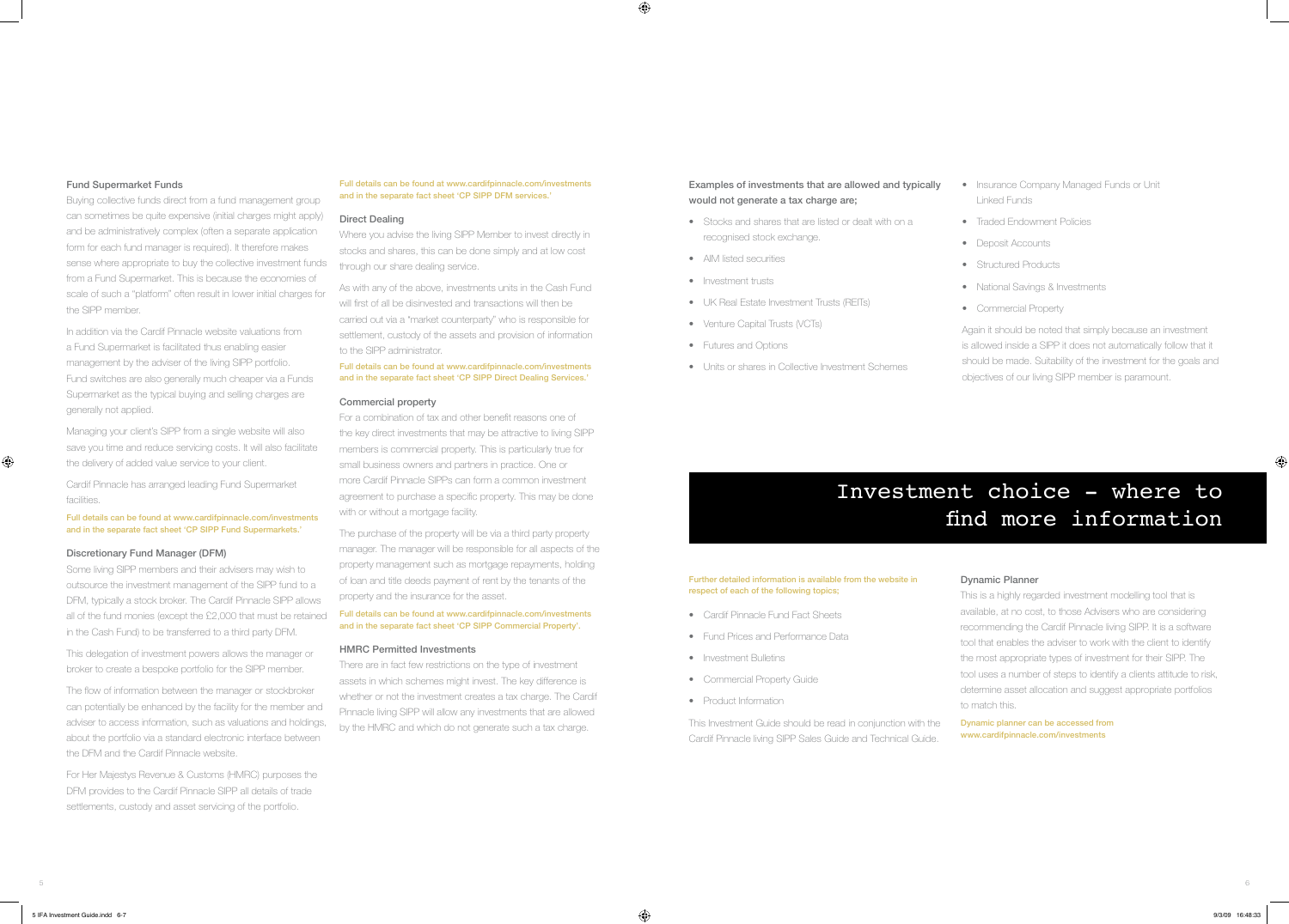### Fund Supermarket Funds

Buying collective funds direct from a fund management group can sometimes be quite expensive (initial charges might apply) and be administratively complex (often a separate application form for each fund manager is required). It therefore makes sense where appropriate to buy the collective investment funds from a Fund Supermarket. This is because the economies of scale of such a "platform" often result in lower initial charges for the SIPP member.

In addition via the Cardif Pinnacle website valuations from a Fund Supermarket is facilitated thus enabling easier management by the adviser of the living SIPP portfolio. Fund switches are also generally much cheaper via a Funds Supermarket as the typical buying and selling charges are generally not applied.

Managing your client's SIPP from a single website will also save you time and reduce servicing costs. It will also facilitate the delivery of added value service to your client.

Cardif Pinnacle has arranged leading Fund Supermarket facilities.

Full details can be found at www.cardifpinnacle.com/investments and in the separate fact sheet 'CP SIPP Fund Supermarkets.'

### Discretionary Fund Manager (DFM)

Some living SIPP members and their advisers may wish to outsource the investment management of the SIPP fund to a DFM, typically a stock broker. The Cardif Pinnacle SIPP allows all of the fund monies (except the £2,000 that must be retained in the Cash Fund) to be transferred to a third party DFM.

This delegation of investment powers allows the manager or broker to create a bespoke portfolio for the SIPP member.

The flow of information between the manager or stockbroker can potentially be enhanced by the facility for the member and adviser to access information, such as valuations and holdings, about the portfolio via a standard electronic interface between the DFM and the Cardif Pinnacle website.

For Her Majestys Revenue & Customs (HMRC) purposes the DFM provides to the Cardif Pinnacle SIPP all details of trade settlements, custody and asset servicing of the portfolio.

Full details can be found at www.cardifpinnacle.com/investments and in the separate fact sheet 'CP SIPP DFM services.'

### Direct Dealing

Where you advise the living SIPP Member to invest directly in stocks and shares, this can be done simply and at low cost through our share dealing service.

As with any of the above, investments units in the Cash Fund will first of all be disinvested and transactions will then be carried out via a "market counterparty" who is responsible for settlement, custody of the assets and provision of information to the SIPP administrator.

Full details can be found at www.cardifpinnacle.com/investments and in the separate fact sheet 'CP SIPP Direct Dealing Services.'

### Commercial property

For a combination of tax and other benefit reasons one of the key direct investments that may be attractive to living SIPP members is commercial property. This is particularly true for small business owners and partners in practice. One or more Cardif Pinnacle SIPPs can form a common investment agreement to purchase a specific property. This may be done with or without a mortgage facility.

The purchase of the property will be via a third party property manager. The manager will be responsible for all aspects of the property management such as mortgage repayments, holding of loan and title deeds payment of rent by the tenants of the property and the insurance for the asset.

Full details can be found at www.cardifpinnacle.com/investments and in the separate fact sheet 'CP SIPP Commercial Property'.

### HMRC Permitted Investments

There are in fact few restrictions on the type of investment assets in which schemes might invest. The key difference is whether or not the investment creates a tax charge. The Cardif Pinnacle living SIPP will allow any investments that are allowed by the HMRC and which do not generate such a tax charge.

**Examples of investments that are allowed and typically would not generate a tax charge are;**

- Stocks and shares that are listed or dealt with on a recognised stock exchange.
- AIM listed securities
- Investment trusts
- UK Real Estate Investment Trusts (REITs)
- Venture Capital Trusts (VCTs)
- Futures and Options
- Units or shares in Collective Investment Schemes
- Insurance Company Managed Funds or Unit Linked Funds
- Traded Endowment Policies
- Deposit Accounts
- Structured Products
- National Savings & Investments
- Commercial Property

Again it should be noted that simply because an investment is allowed inside a SIPP it does not automatically follow that it should be made. Suitability of the investment for the goals and objectives of our living SIPP member is paramount.

## Investment choice - where to find more information

Further detailed information is available from the website in respect of each of the following topics;

- Cardif Pinnacle Fund Fact Sheets
- Fund Prices and Performance Data
- Investment Bulletins
- Commercial Property Guide
- Product Information

This Investment Guide should be read in conjunction with the Cardif Pinnacle living SIPP Sales Guide and Technical Guide.

### Dynamic Planner

This is a highly regarded investment modelling tool that is available, at no cost, to those Advisers who are considering recommending the Cardif Pinnacle living SIPP. It is a software tool that enables the adviser to work with the client to identify the most appropriate types of investment for their SIPP. The tool uses a number of steps to identify a clients attitude to risk, determine asset allocation and suggest appropriate portfolios to match this.

Dynamic planner can be accessed from www.cardifpinnacle.com/investments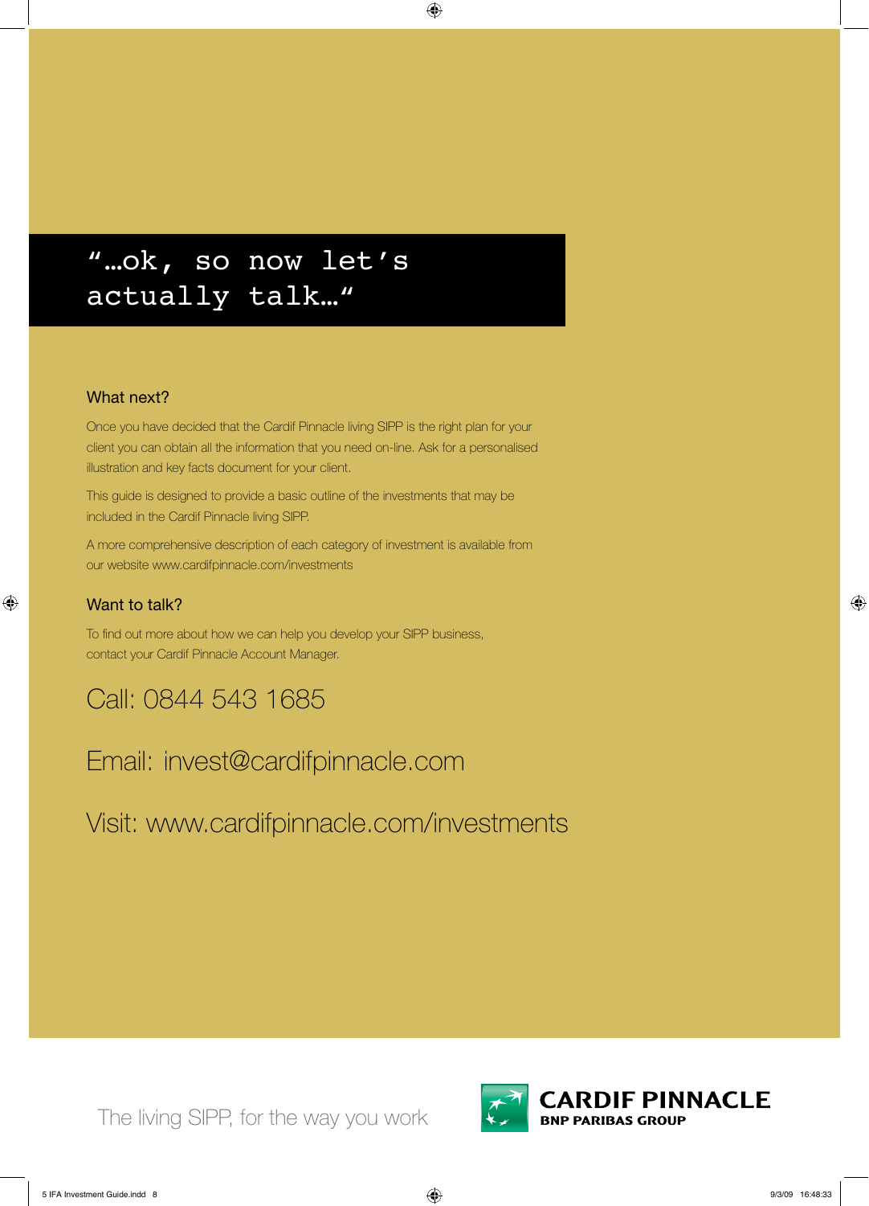# "…ok, so now let's actually talk…"

## What next?

Once you have decided that the Cardif Pinnacle living SIPP is the right plan for your client you can obtain all the information that you need on-line. Ask for a personalised illustration and key facts document for your client.

This guide is designed to provide a basic outline of the investments that may be included in the Cardif Pinnacle living SIPP.

A more comprehensive description of each category of investment is available from our website www.cardifpinnacle.com/investments

## Want to talk?

To find out more about how we can help you develop your SIPP business, contact your Cardif Pinnacle Account Manager.

Call: 0844 543 1685

Email: invest@cardifpinnacle.com

Visit: www.cardifpinnacle.com/investments

The living SIPP, for the way you work

**CARDIF PINNACLE**
**BNP PARIBAS GROUP**